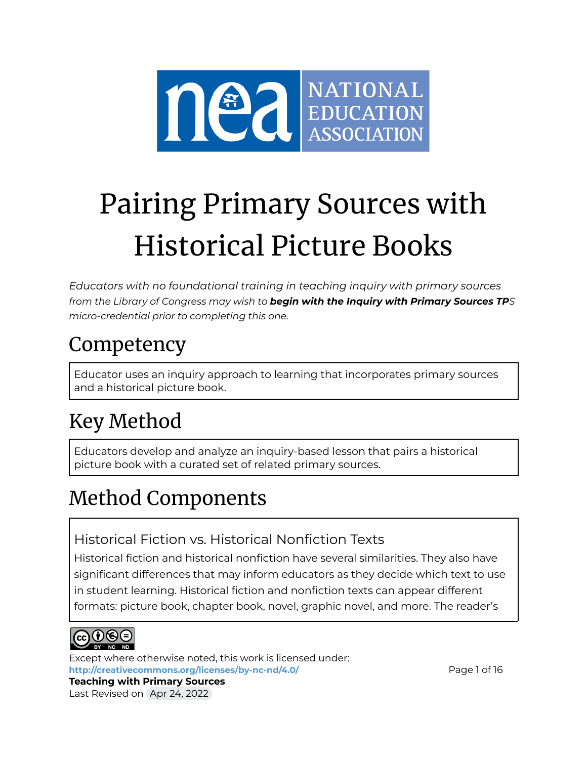# Pairing Primary Sources with Historical Picture Books

*Educators with no foundational training in teaching inquiry with primary sources from the Library of Congress may wish to* ***begin with the Inquiry with Primary Sources TP****S micro-credential prior to completing this one.*

## Competency

Educator uses an inquiry approach to learning that incorporates primary sources and a historical picture book.

## Key Method

Educators develop and analyze an inquiry-based lesson that pairs a historical picture book with a curated set of related primary sources.

## Method Components

### Historical Fiction vs. Historical Nonfiction Texts

Historical fiction and historical nonfiction have several similarities. They also have significant differences that may inform educators as they decide which text to use in student learning. Historical fiction and nonfiction texts can appear different formats: picture book, chapter book, novel, graphic novel, and more. The reader's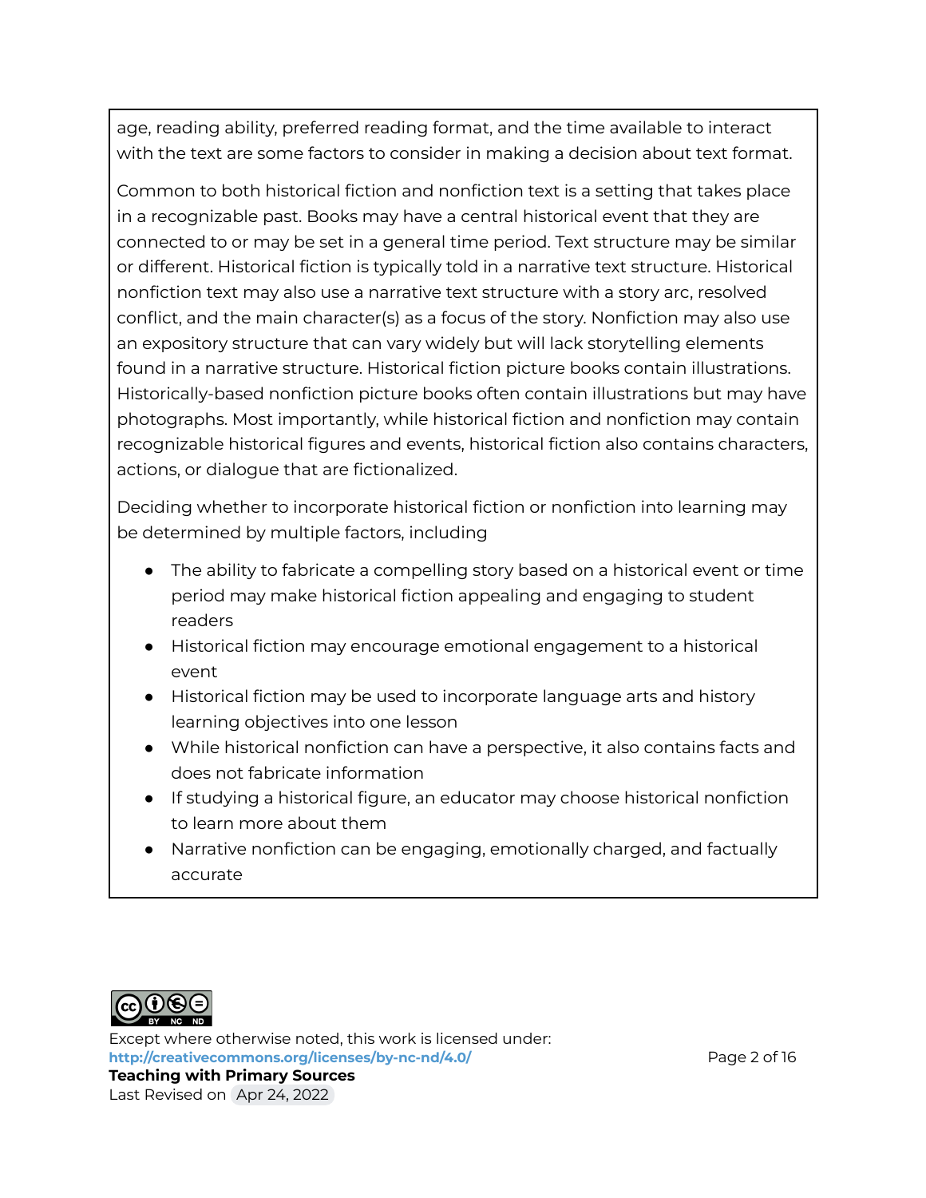age, reading ability, preferred reading format, and the time available to interact with the text are some factors to consider in making a decision about text format.

Common to both historical fiction and nonfiction text is a setting that takes place in a recognizable past. Books may have a central historical event that they are connected to or may be set in a general time period. Text structure may be similar or different. Historical fiction is typically told in a narrative text structure. Historical nonfiction text may also use a narrative text structure with a story arc, resolved conflict, and the main character(s) as a focus of the story. Nonfiction may also use an expository structure that can vary widely but will lack storytelling elements found in a narrative structure. Historical fiction picture books contain illustrations. Historically-based nonfiction picture books often contain illustrations but may have photographs. Most importantly, while historical fiction and nonfiction may contain recognizable historical figures and events, historical fiction also contains characters, actions, or dialogue that are fictionalized.

Deciding whether to incorporate historical fiction or nonfiction into learning may be determined by multiple factors, including

- The ability to fabricate a compelling story based on a historical event or time period may make historical fiction appealing and engaging to student readers
- Historical fiction may encourage emotional engagement to a historical event
- Historical fiction may be used to incorporate language arts and history learning objectives into one lesson
- While historical nonfiction can have a perspective, it also contains facts and does not fabricate information
- If studying a historical figure, an educator may choose historical nonfiction to learn more about them
- Narrative nonfiction can be engaging, emotionally charged, and factually accurate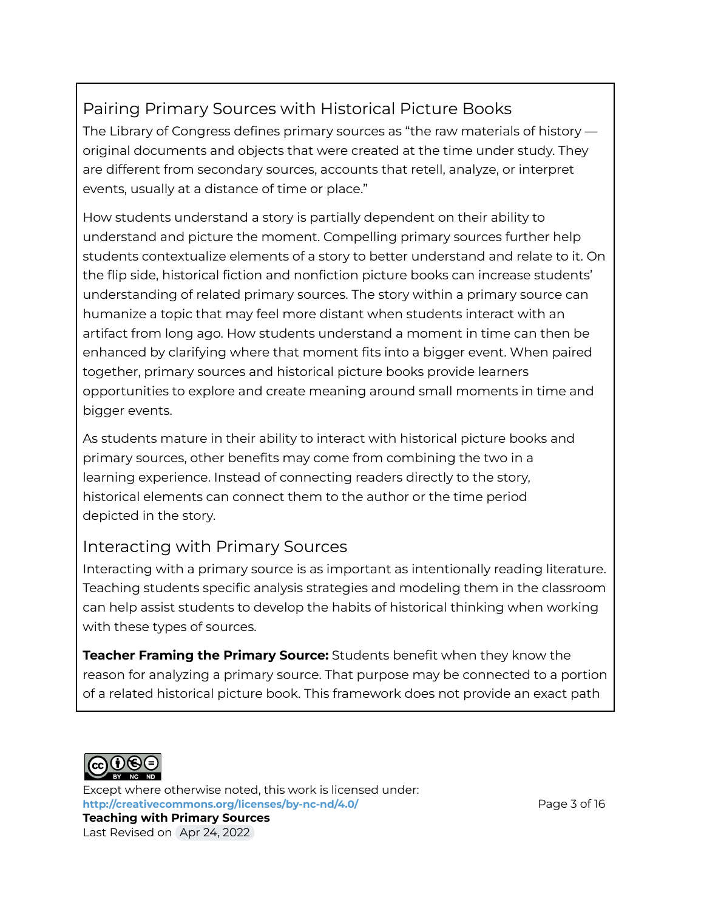## Pairing Primary Sources with Historical Picture Books

The Library of Congress defines primary sources as "the raw materials of history — original documents and objects that were created at the time under study. They are different from secondary sources, accounts that retell, analyze, or interpret events, usually at a distance of time or place."

How students understand a story is partially dependent on their ability to understand and picture the moment. Compelling primary sources further help students contextualize elements of a story to better understand and relate to it. On the flip side, historical fiction and nonfiction picture books can increase students' understanding of related primary sources. The story within a primary source can humanize a topic that may feel more distant when students interact with an artifact from long ago. How students understand a moment in time can then be enhanced by clarifying where that moment fits into a bigger event. When paired together, primary sources and historical picture books provide learners opportunities to explore and create meaning around small moments in time and bigger events.

As students mature in their ability to interact with historical picture books and primary sources, other benefits may come from combining the two in a learning experience. Instead of connecting readers directly to the story, historical elements can connect them to the author or the time period depicted in the story.

## Interacting with Primary Sources

Interacting with a primary source is as important as intentionally reading literature. Teaching students specific analysis strategies and modeling them in the classroom can help assist students to develop the habits of historical thinking when working with these types of sources.

**Teacher Framing the Primary Source:** Students benefit when they know the reason for analyzing a primary source. That purpose may be connected to a portion of a related historical picture book. This framework does not provide an exact path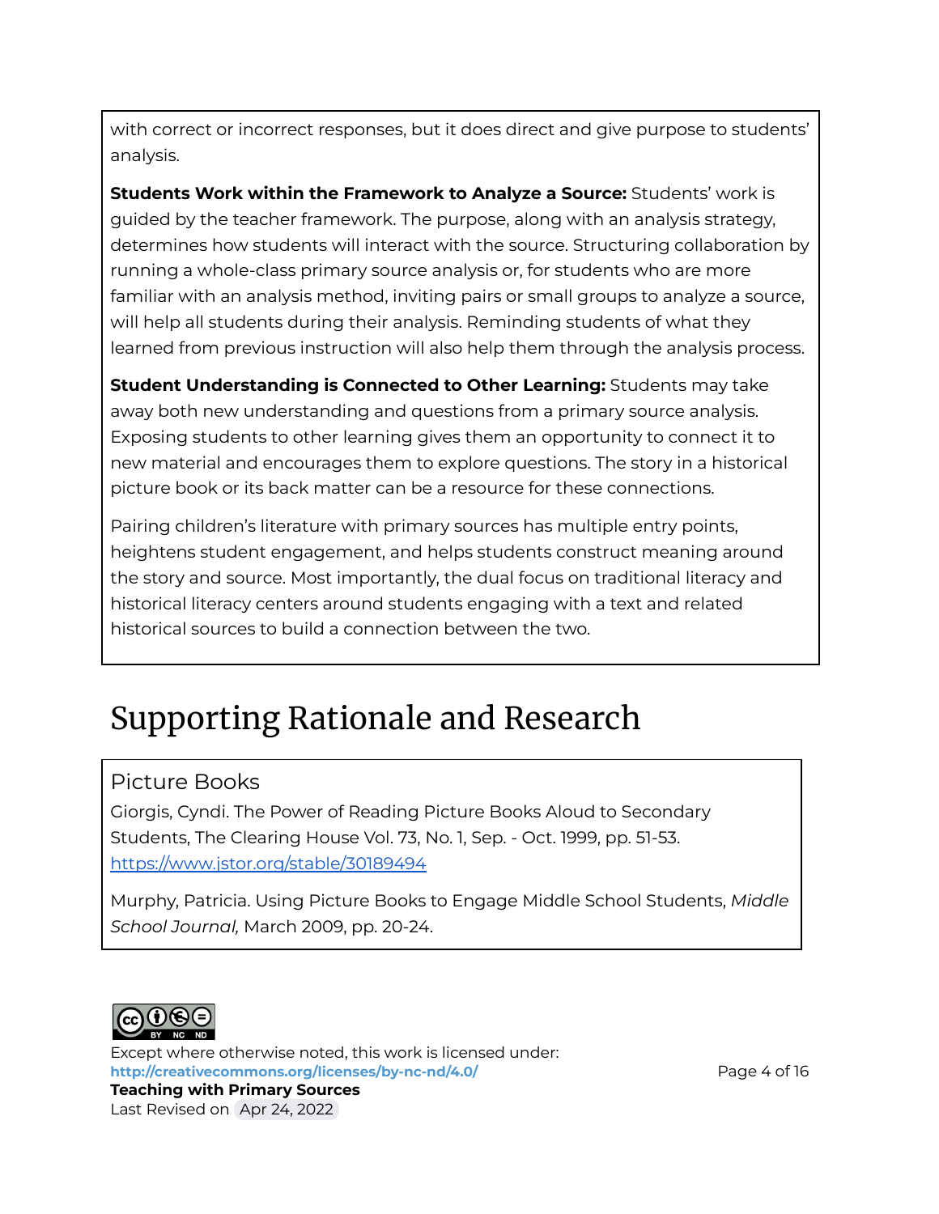with correct or incorrect responses, but it does direct and give purpose to students' analysis.

**Students Work within the Framework to Analyze a Source:** Students' work is guided by the teacher framework. The purpose, along with an analysis strategy, determines how students will interact with the source. Structuring collaboration by running a whole-class primary source analysis or, for students who are more familiar with an analysis method, inviting pairs or small groups to analyze a source, will help all students during their analysis. Reminding students of what they learned from previous instruction will also help them through the analysis process.

**Student Understanding is Connected to Other Learning:** Students may take away both new understanding and questions from a primary source analysis. Exposing students to other learning gives them an opportunity to connect it to new material and encourages them to explore questions. The story in a historical picture book or its back matter can be a resource for these connections.

Pairing children's literature with primary sources has multiple entry points, heightens student engagement, and helps students construct meaning around the story and source. Most importantly, the dual focus on traditional literacy and historical literacy centers around students engaging with a text and related historical sources to build a connection between the two.

# Supporting Rationale and Research

## Picture Books

Giorgis, Cyndi. The Power of Reading Picture Books Aloud to Secondary Students, The Clearing House Vol. 73, No. 1, Sep. - Oct. 1999, pp. 51-53. https://www.jstor.org/stable/30189494

Murphy, Patricia. Using Picture Books to Engage Middle School Students, *Middle School Journal,* March 2009, pp. 20-24.

Except where otherwise noted, this work is licensed under:
**http://creativecommons.org/licenses/by-nc-nd/4.0/**
**Teaching with Primary Sources**
Last Revised on Apr 24, 2022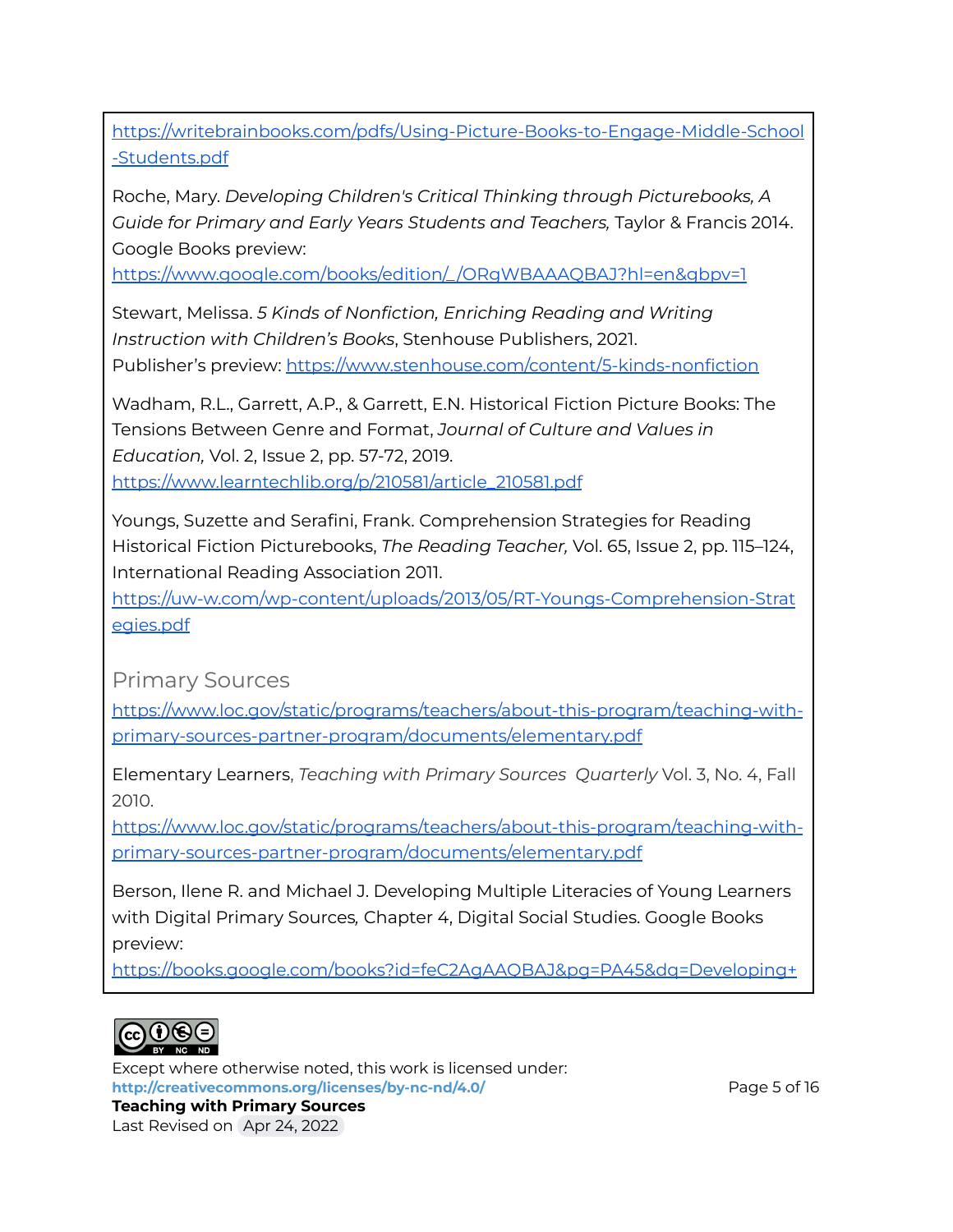https://writebrainbooks.com/pdfs/Using-Picture-Books-to-Engage-Middle-School-Students.pdf

Roche, Mary. *Developing Children's Critical Thinking through Picturebooks, A Guide for Primary and Early Years Students and Teachers,* Taylor & Francis 2014. Google Books preview: https://www.google.com/books/edition/_/ORgWBAAAQBAJ?hl=en&gbpv=1

Stewart, Melissa. *5 Kinds of Nonfiction, Enriching Reading and Writing Instruction with Children's Books*, Stenhouse Publishers, 2021. Publisher's preview: https://www.stenhouse.com/content/5-kinds-nonfiction

Wadham, R.L., Garrett, A.P., & Garrett, E.N. Historical Fiction Picture Books: The Tensions Between Genre and Format, *Journal of Culture and Values in Education,* Vol. 2, Issue 2, pp. 57-72, 2019. https://www.learntechlib.org/p/210581/article_210581.pdf

Youngs, Suzette and Serafini, Frank. Comprehension Strategies for Reading Historical Fiction Picturebooks, *The Reading Teacher,* Vol. 65, Issue 2, pp. 115–124, International Reading Association 2011. https://uw-w.com/wp-content/uploads/2013/05/RT-Youngs-Comprehension-Strategies.pdf

## Primary Sources

https://www.loc.gov/static/programs/teachers/about-this-program/teaching-with-primary-sources-partner-program/documents/elementary.pdf

Elementary Learners, *Teaching with Primary Sources Quarterly* Vol. 3, No. 4, Fall 2010. https://www.loc.gov/static/programs/teachers/about-this-program/teaching-with-primary-sources-partner-program/documents/elementary.pdf

Berson, Ilene R. and Michael J. Developing Multiple Literacies of Young Learners with Digital Primary Sources, Chapter 4, Digital Social Studies. Google Books preview: https://books.google.com/books?id=feC2AgAAQBAJ&pg=PA45&dq=Developing+

Except where otherwise noted, this work is licensed under: **http://creativecommons.org/licenses/by-nc-nd/4.0/**

**Teaching with Primary Sources**

Last Revised on Apr 24, 2022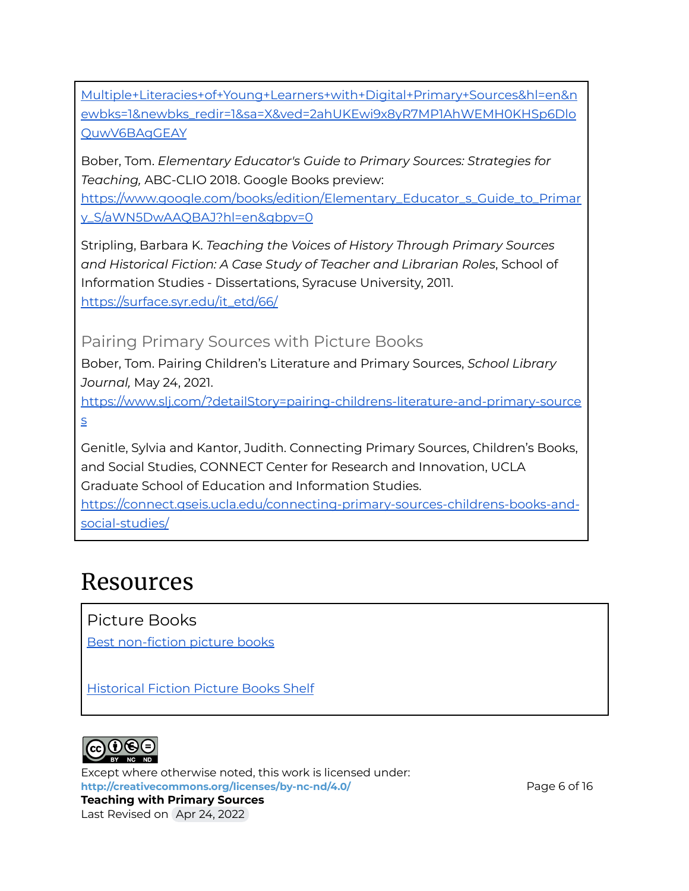Multiple+Literacies+of+Young+Learners+with+Digital+Primary+Sources&hl=en&newbks=1&newbks_redir=1&sa=X&ved=2ahUKEwi9x8yR7MP1AhWEMH0KHSp6DloQuwV6BAgGEAY

Bober, Tom. *Elementary Educator's Guide to Primary Sources: Strategies for Teaching,* ABC-CLIO 2018. Google Books preview: https://www.google.com/books/edition/Elementary_Educator_s_Guide_to_Primary_S/aWN5DwAAQBAJ?hl=en&gbpv=0

Stripling, Barbara K. *Teaching the Voices of History Through Primary Sources and Historical Fiction: A Case Study of Teacher and Librarian Roles*, School of Information Studies - Dissertations, Syracuse University, 2011. https://surface.syr.edu/it_etd/66/

### Pairing Primary Sources with Picture Books

Bober, Tom. Pairing Children's Literature and Primary Sources, *School Library Journal,* May 24, 2021. https://www.slj.com/?detailStory=pairing-childrens-literature-and-primary-sources

Genitle, Sylvia and Kantor, Judith. Connecting Primary Sources, Children's Books, and Social Studies, CONNECT Center for Research and Innovation, UCLA Graduate School of Education and Information Studies. https://connect.gseis.ucla.edu/connecting-primary-sources-childrens-books-and-social-studies/

# Resources

### Picture Books

Best non-fiction picture books

Historical Fiction Picture Books Shelf

Except where otherwise noted, this work is licensed under: http://creativecommons.org/licenses/by-nc-nd/4.0/

**Teaching with Primary Sources**

Last Revised on Apr 24, 2022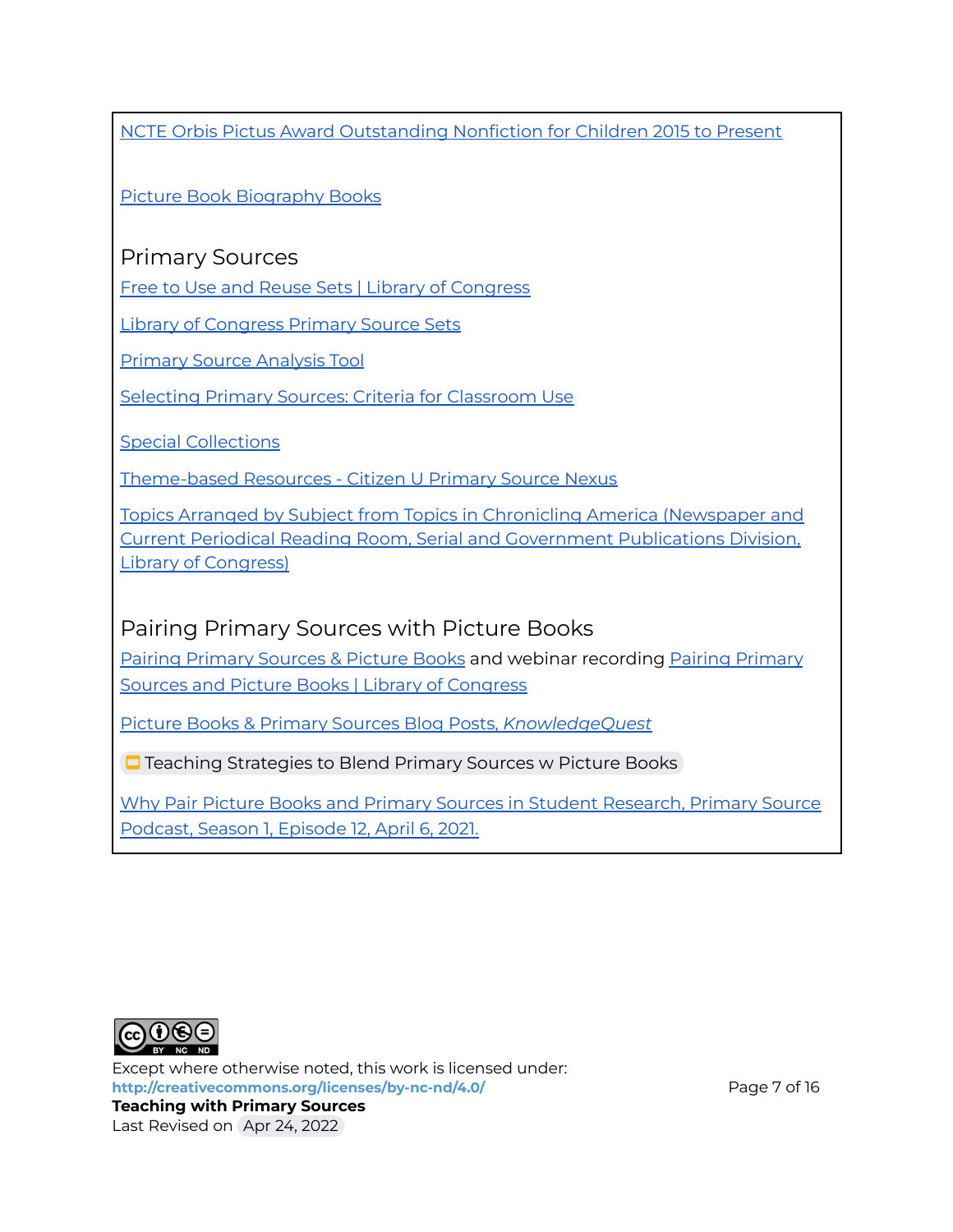NCTE Orbis Pictus Award Outstanding Nonfiction for Children 2015 to Present

Picture Book Biography Books

## Primary Sources

Free to Use and Reuse Sets | Library of Congress

Library of Congress Primary Source Sets

Primary Source Analysis Tool

Selecting Primary Sources: Criteria for Classroom Use

Special Collections

Theme-based Resources - Citizen U Primary Source Nexus

Topics Arranged by Subject from Topics in Chronicling America (Newspaper and Current Periodical Reading Room, Serial and Government Publications Division, Library of Congress)

## Pairing Primary Sources with Picture Books

Pairing Primary Sources & Picture Books and webinar recording Pairing Primary Sources and Picture Books | Library of Congress

Picture Books & Primary Sources Blog Posts, *KnowledgeQuest*

Teaching Strategies to Blend Primary Sources w Picture Books

Why Pair Picture Books and Primary Sources in Student Research, Primary Source Podcast, Season 1, Episode 12, April 6, 2021.

Except where otherwise noted, this work is licensed under:
**http://creativecommons.org/licenses/by-nc-nd/4.0/**
**Teaching with Primary Sources**
Last Revised on Apr 24, 2022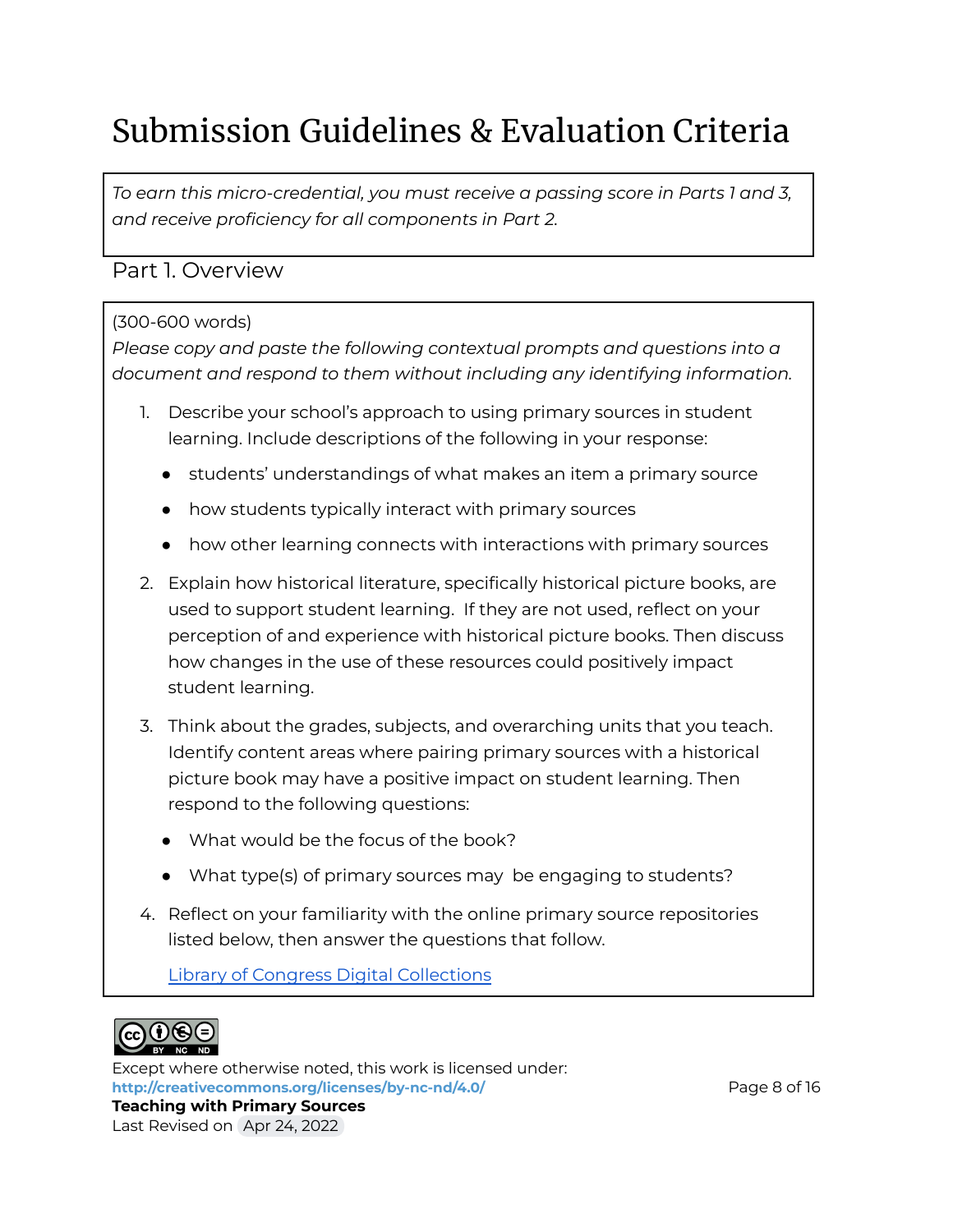# Submission Guidelines & Evaluation Criteria

*To earn this micro-credential, you must receive a passing score in Parts 1 and 3, and receive proficiency for all components in Part 2.*

## Part 1. Overview

(300-600 words)

*Please copy and paste the following contextual prompts and questions into a document and respond to them without including any identifying information.*

1. Describe your school's approach to using primary sources in student learning. Include descriptions of the following in your response:
   - students' understandings of what makes an item a primary source
   - how students typically interact with primary sources
   - how other learning connects with interactions with primary sources
2. Explain how historical literature, specifically historical picture books, are used to support student learning. If they are not used, reflect on your perception of and experience with historical picture books. Then discuss how changes in the use of these resources could positively impact student learning.
3. Think about the grades, subjects, and overarching units that you teach. Identify content areas where pairing primary sources with a historical picture book may have a positive impact on student learning. Then respond to the following questions:
   - What would be the focus of the book?
   - What type(s) of primary sources may be engaging to students?
4. Reflect on your familiarity with the online primary source repositories listed below, then answer the questions that follow.

   [Library of Congress Digital Collections]()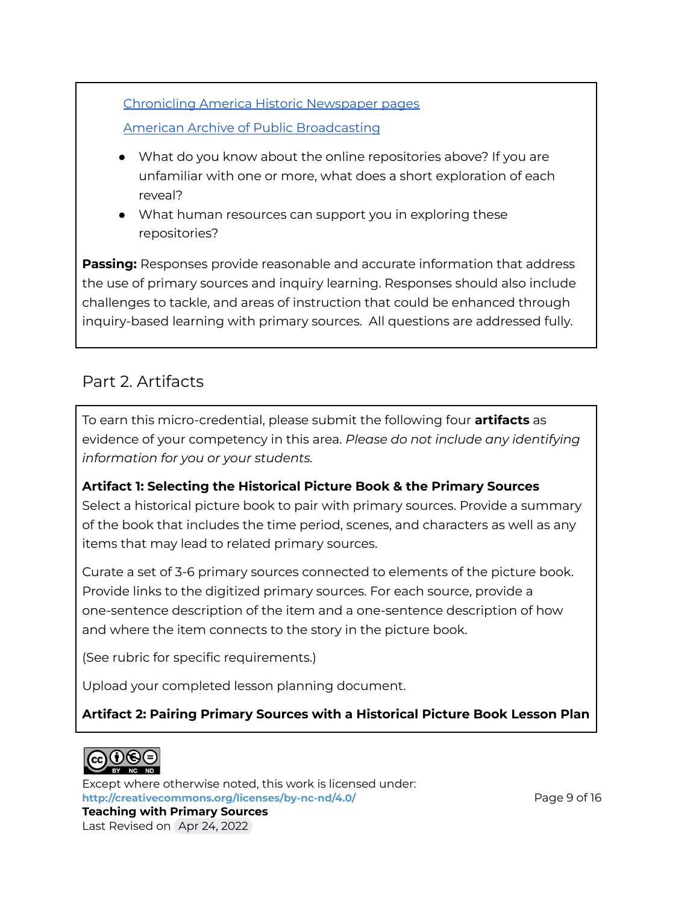[Chronicling America Historic Newspaper pages](#)

[American Archive of Public Broadcasting](#)

- What do you know about the online repositories above? If you are unfamiliar with one or more, what does a short exploration of each reveal?
- What human resources can support you in exploring these repositories?

**Passing:** Responses provide reasonable and accurate information that address the use of primary sources and inquiry learning. Responses should also include challenges to tackle, and areas of instruction that could be enhanced through inquiry-based learning with primary sources. All questions are addressed fully.

## Part 2. Artifacts

To earn this micro-credential, please submit the following four **artifacts** as evidence of your competency in this area. *Please do not include any identifying information for you or your students.*

**Artifact 1: Selecting the Historical Picture Book & the Primary Sources**
Select a historical picture book to pair with primary sources. Provide a summary of the book that includes the time period, scenes, and characters as well as any items that may lead to related primary sources.

Curate a set of 3-6 primary sources connected to elements of the picture book. Provide links to the digitized primary sources. For each source, provide a one-sentence description of the item and a one-sentence description of how and where the item connects to the story in the picture book.

(See rubric for specific requirements.)

Upload your completed lesson planning document.

**Artifact 2: Pairing Primary Sources with a Historical Picture Book Lesson Plan**

Except where otherwise noted, this work is licensed under:
**http://creativecommons.org/licenses/by-nc-nd/4.0/**
**Teaching with Primary Sources**
Last Revised on Apr 24, 2022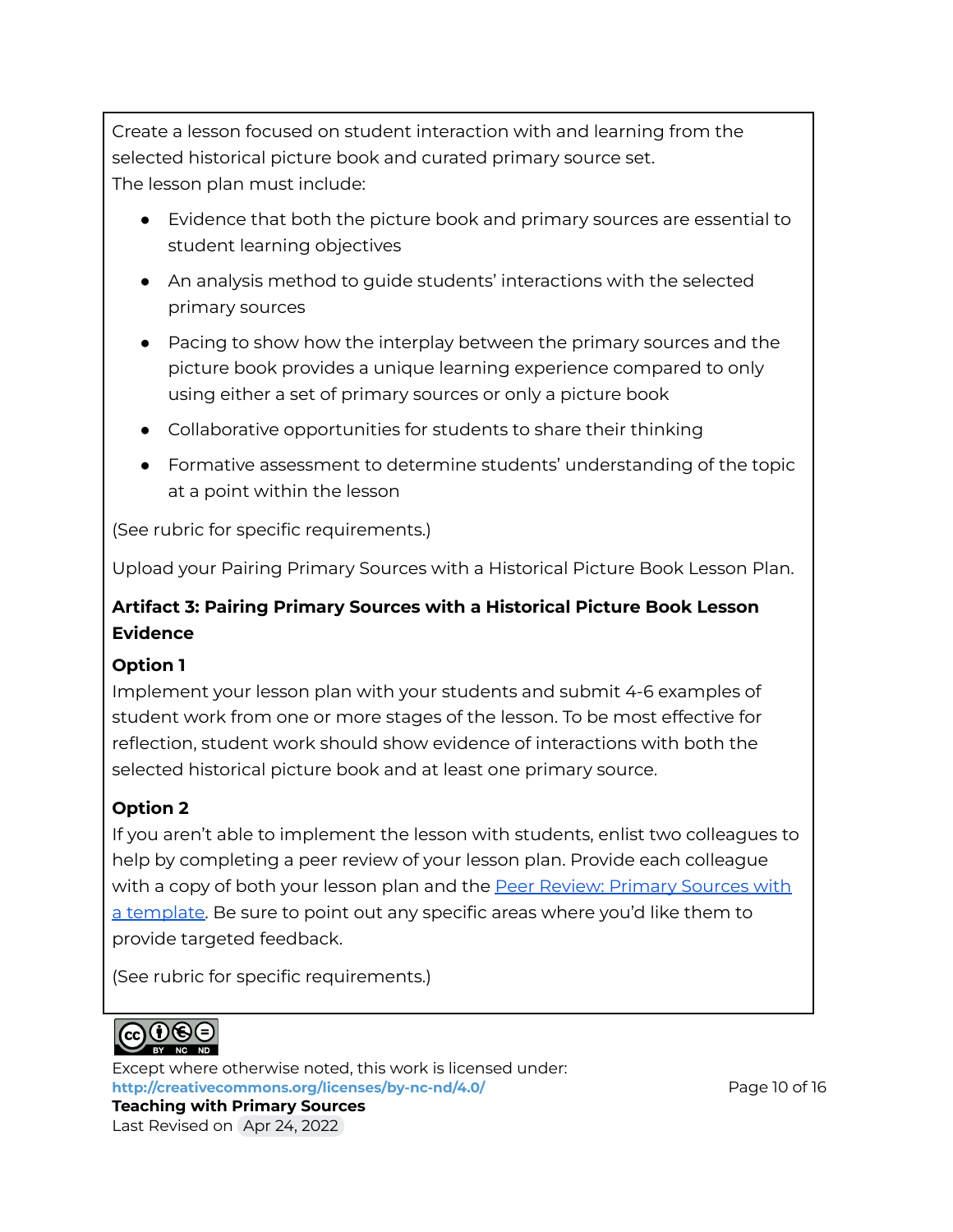Create a lesson focused on student interaction with and learning from the selected historical picture book and curated primary source set.
The lesson plan must include:

- Evidence that both the picture book and primary sources are essential to student learning objectives
- An analysis method to guide students' interactions with the selected primary sources
- Pacing to show how the interplay between the primary sources and the picture book provides a unique learning experience compared to only using either a set of primary sources or only a picture book
- Collaborative opportunities for students to share their thinking
- Formative assessment to determine students' understanding of the topic at a point within the lesson

(See rubric for specific requirements.)

Upload your Pairing Primary Sources with a Historical Picture Book Lesson Plan.

**Artifact 3: Pairing Primary Sources with a Historical Picture Book Lesson Evidence**

**Option 1**
Implement your lesson plan with your students and submit 4-6 examples of student work from one or more stages of the lesson. To be most effective for reflection, student work should show evidence of interactions with both the selected historical picture book and at least one primary source.

**Option 2**
If you aren't able to implement the lesson with students, enlist two colleagues to help by completing a peer review of your lesson plan. Provide each colleague with a copy of both your lesson plan and the [Peer Review: Primary Sources with a template](). Be sure to point out any specific areas where you'd like them to provide targeted feedback.

(See rubric for specific requirements.)

Except where otherwise noted, this work is licensed under:
**http://creativecommons.org/licenses/by-nc-nd/4.0/**
**Teaching with Primary Sources**
Last Revised on Apr 24, 2022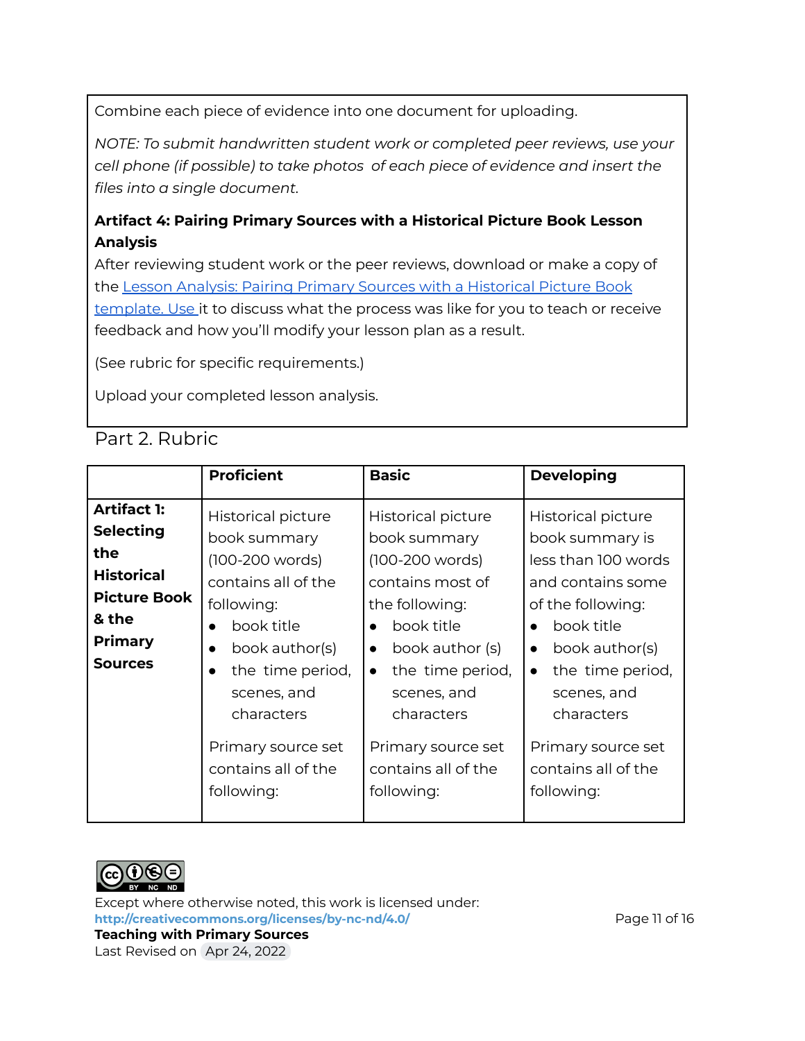Combine each piece of evidence into one document for uploading.

*NOTE: To submit handwritten student work or completed peer reviews, use your cell phone (if possible) to take photos of each piece of evidence and insert the files into a single document.*

**Artifact 4: Pairing Primary Sources with a Historical Picture Book Lesson Analysis**

After reviewing student work or the peer reviews, download or make a copy of the Lesson Analysis: Pairing Primary Sources with a Historical Picture Book template. Use it to discuss what the process was like for you to teach or receive feedback and how you'll modify your lesson plan as a result.

(See rubric for specific requirements.)

Upload your completed lesson analysis.

## Part 2. Rubric

| | **Proficient** | **Basic** | **Developing** |
|---|---|---|---|
| **Artifact 1: Selecting the Historical Picture Book & the Primary Sources** | Historical picture book summary (100-200 words) contains all of the following:<br>• book title<br>• book author(s)<br>• the time period, scenes, and characters<br><br>Primary source set contains all of the following: | Historical picture book summary (100-200 words) contains most of the following:<br>• book title<br>• book author (s)<br>• the time period, scenes, and characters<br><br>Primary source set contains all of the following: | Historical picture book summary is less than 100 words and contains some of the following:<br>• book title<br>• book author(s)<br>• the time period, scenes, and characters<br><br>Primary source set contains all of the following: |

Except where otherwise noted, this work is licensed under: http://creativecommons.org/licenses/by-nc-nd/4.0/
**Teaching with Primary Sources**
Last Revised on Apr 24, 2022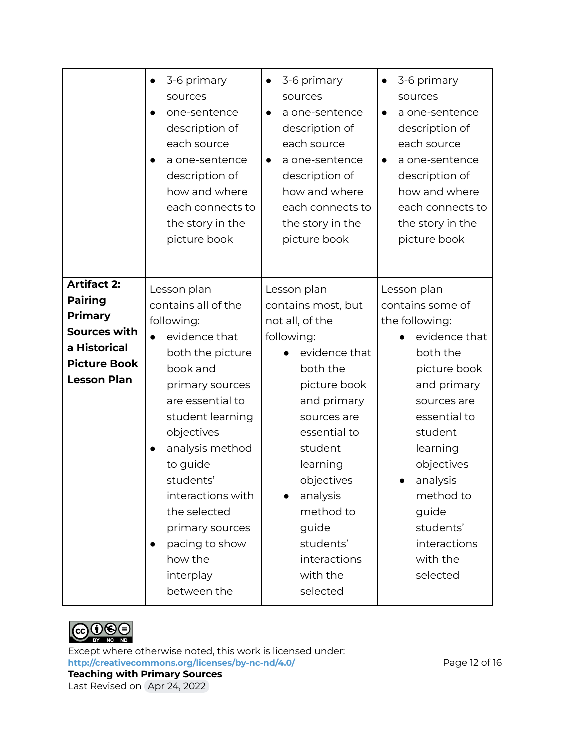| | | | |
|---|---|---|---|
| | • 3-6 primary sources<br>• one-sentence description of each source<br>• a one-sentence description of how and where each connects to the story in the picture book | • 3-6 primary sources<br>• a one-sentence description of each source<br>• a one-sentence description of how and where each connects to the story in the picture book | • 3-6 primary sources<br>• a one-sentence description of each source<br>• a one-sentence description of how and where each connects to the story in the picture book |
| **Artifact 2: Pairing Primary Sources with a Historical Picture Book Lesson Plan** | Lesson plan contains all of the following:<br>• evidence that both the picture book and primary sources are essential to student learning objectives<br>• analysis method to guide students' interactions with the selected primary sources<br>• pacing to show how the interplay between the | Lesson plan contains most, but not all, of the following:<br>• evidence that both the picture book and primary sources are essential to student learning objectives<br>• analysis method to guide students' interactions with the selected | Lesson plan contains some of the following:<br>• evidence that both the picture book and primary sources are essential to student learning objectives<br>• analysis method to guide students' interactions with the selected |

Except where otherwise noted, this work is licensed under:
http://creativecommons.org/licenses/by-nc-nd/4.0/
**Teaching with Primary Sources**
Last Revised on Apr 24, 2022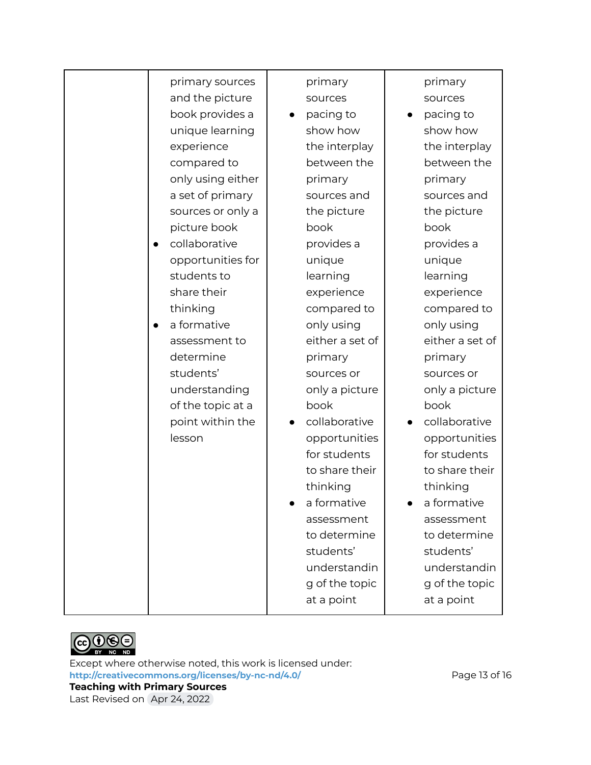| | | | |
|---|---|---|---|
| | primary sources and the picture book provides a unique learning experience compared to only using either a set of primary sources or only a picture book<br>• collaborative opportunities for students to share their thinking<br>• a formative assessment to determine students' understanding of the topic at a point within the lesson | primary sources<br>• pacing to show how the interplay between the primary sources and the picture book provides a unique learning experience compared to only using either a set of primary sources or only a picture book<br>• collaborative opportunities for students to share their thinking<br>• a formative assessment to determine students' understanding of the topic at a point | primary sources<br>• pacing to show how the interplay between the primary sources and the picture book provides a unique learning experience compared to only using either a set of primary sources or only a picture book<br>• collaborative opportunities for students to share their thinking<br>• a formative assessment to determine students' understanding of the topic at a point |

Except where otherwise noted, this work is licensed under:
**http://creativecommons.org/licenses/by-nc-nd/4.0/**
**Teaching with Primary Sources**
Last Revised on Apr 24, 2022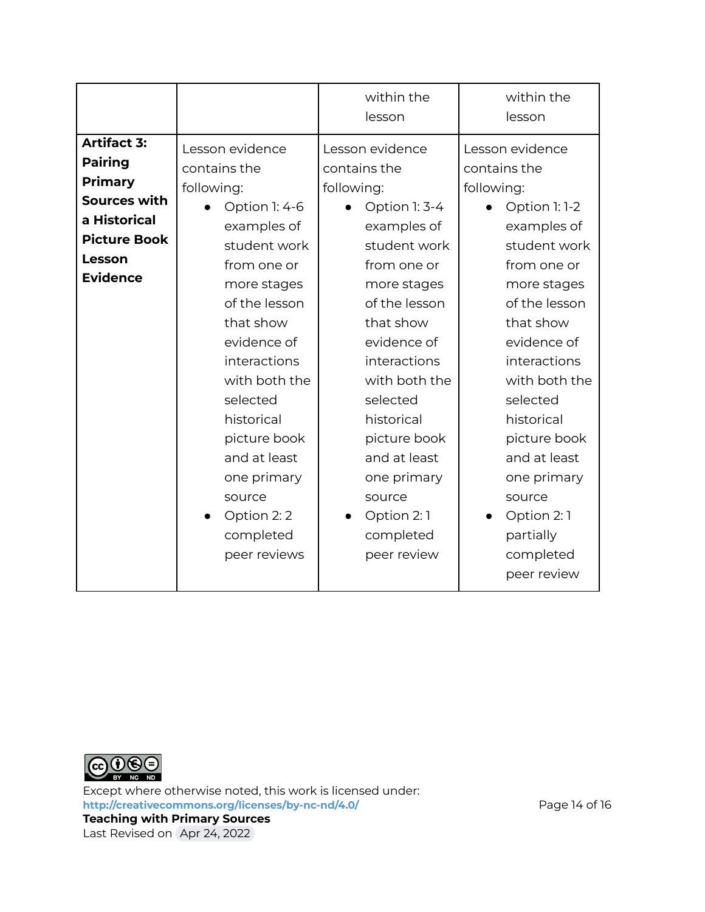| | | | |
|---|---|---|---|
| | | within the lesson | within the lesson |
| **Artifact 3: Pairing Primary Sources with a Historical Picture Book Lesson Evidence** | Lesson evidence contains the following:<br>• Option 1: 4-6 examples of student work from one or more stages of the lesson that show evidence of interactions with both the selected historical picture book and at least one primary source<br>• Option 2: 2 completed peer reviews | Lesson evidence contains the following:<br>• Option 1: 3-4 examples of student work from one or more stages of the lesson that show evidence of interactions with both the selected historical picture book and at least one primary source<br>• Option 2: 1 completed peer review | Lesson evidence contains the following:<br>• Option 1: 1-2 examples of student work from one or more stages of the lesson that show evidence of interactions with both the selected historical picture book and at least one primary source<br>• Option 2: 1 partially completed peer review |

Except where otherwise noted, this work is licensed under:
http://creativecommons.org/licenses/by-nc-nd/4.0/
**Teaching with Primary Sources**
Last Revised on Apr 24, 2022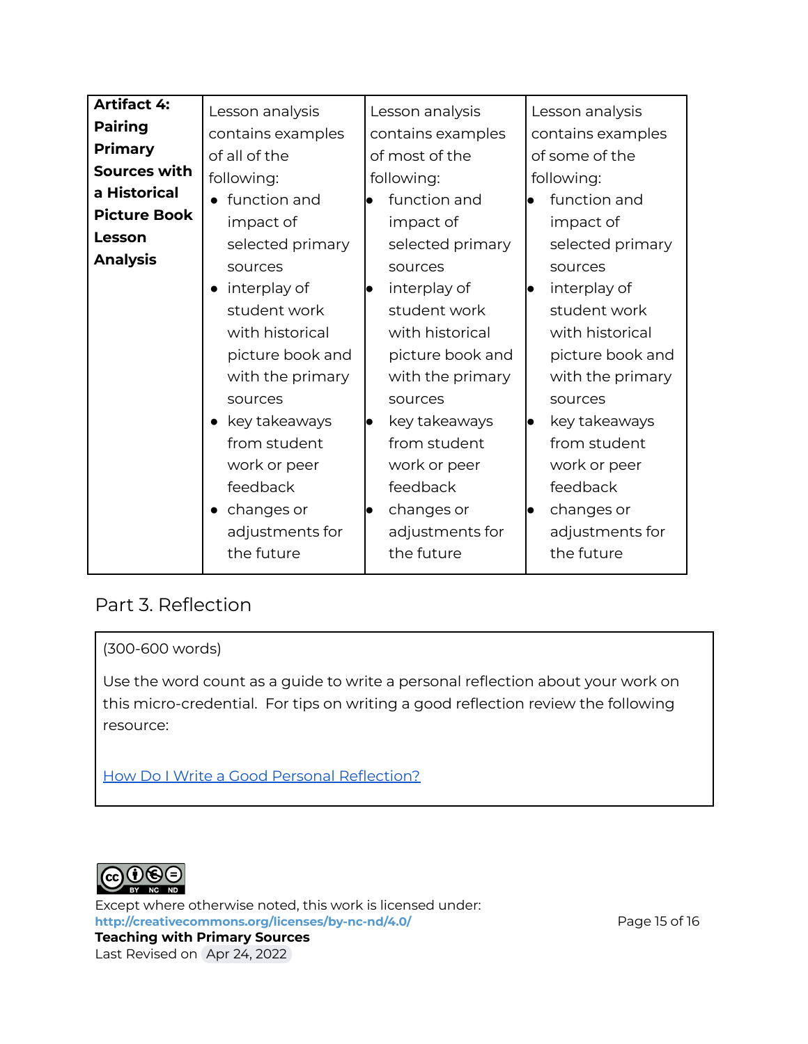| **Artifact 4: Pairing Primary Sources with a Historical Picture Book Lesson Analysis** | Lesson analysis contains examples of all of the following:<br>• function and impact of selected primary sources<br>• interplay of student work with historical picture book and with the primary sources<br>• key takeaways from student work or peer feedback<br>• changes or adjustments for the future | Lesson analysis contains examples of most of the following:<br>• function and impact of selected primary sources<br>• interplay of student work with historical picture book and with the primary sources<br>• key takeaways from student work or peer feedback<br>• changes or adjustments for the future | Lesson analysis contains examples of some of the following:<br>• function and impact of selected primary sources<br>• interplay of student work with historical picture book and with the primary sources<br>• key takeaways from student work or peer feedback<br>• changes or adjustments for the future |
|---|---|---|---|

## Part 3. Reflection

(300-600 words)

Use the word count as a guide to write a personal reflection about your work on this micro-credential. For tips on writing a good reflection review the following resource:

[How Do I Write a Good Personal Reflection?](#)

Except where otherwise noted, this work is licensed under:
**http://creativecommons.org/licenses/by-nc-nd/4.0/**
**Teaching with Primary Sources**
Last Revised on Apr 24, 2022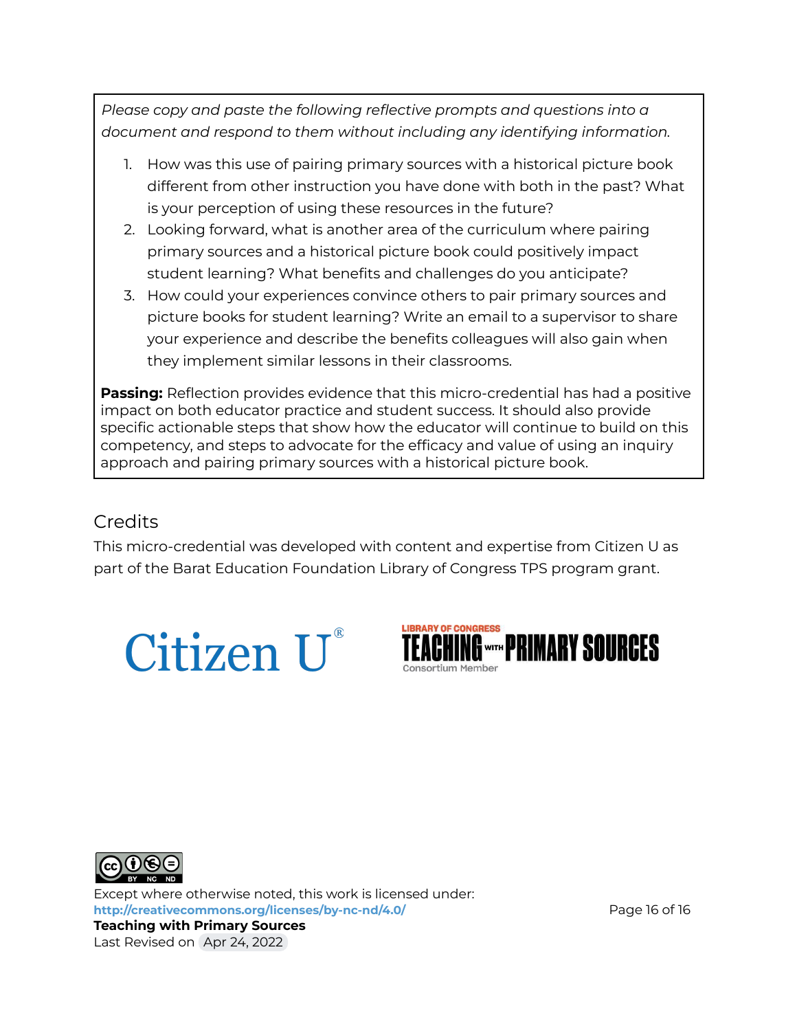*Please copy and paste the following reflective prompts and questions into a document and respond to them without including any identifying information.*

1. How was this use of pairing primary sources with a historical picture book different from other instruction you have done with both in the past? What is your perception of using these resources in the future?
2. Looking forward, what is another area of the curriculum where pairing primary sources and a historical picture book could positively impact student learning? What benefits and challenges do you anticipate?
3. How could your experiences convince others to pair primary sources and picture books for student learning? Write an email to a supervisor to share your experience and describe the benefits colleagues will also gain when they implement similar lessons in their classrooms.

**Passing:** Reflection provides evidence that this micro-credential has had a positive impact on both educator practice and student success. It should also provide specific actionable steps that show how the educator will continue to build on this competency, and steps to advocate for the efficacy and value of using an inquiry approach and pairing primary sources with a historical picture book.

## Credits

This micro-credential was developed with content and expertise from Citizen U as part of the Barat Education Foundation Library of Congress TPS program grant.

Citizen U®

LIBRARY OF CONGRESS TEACHING WITH PRIMARY SOURCES Consortium Member

Except where otherwise noted, this work is licensed under:
**http://creativecommons.org/licenses/by-nc-nd/4.0/**
**Teaching with Primary Sources**
Last Revised on Apr 24, 2022